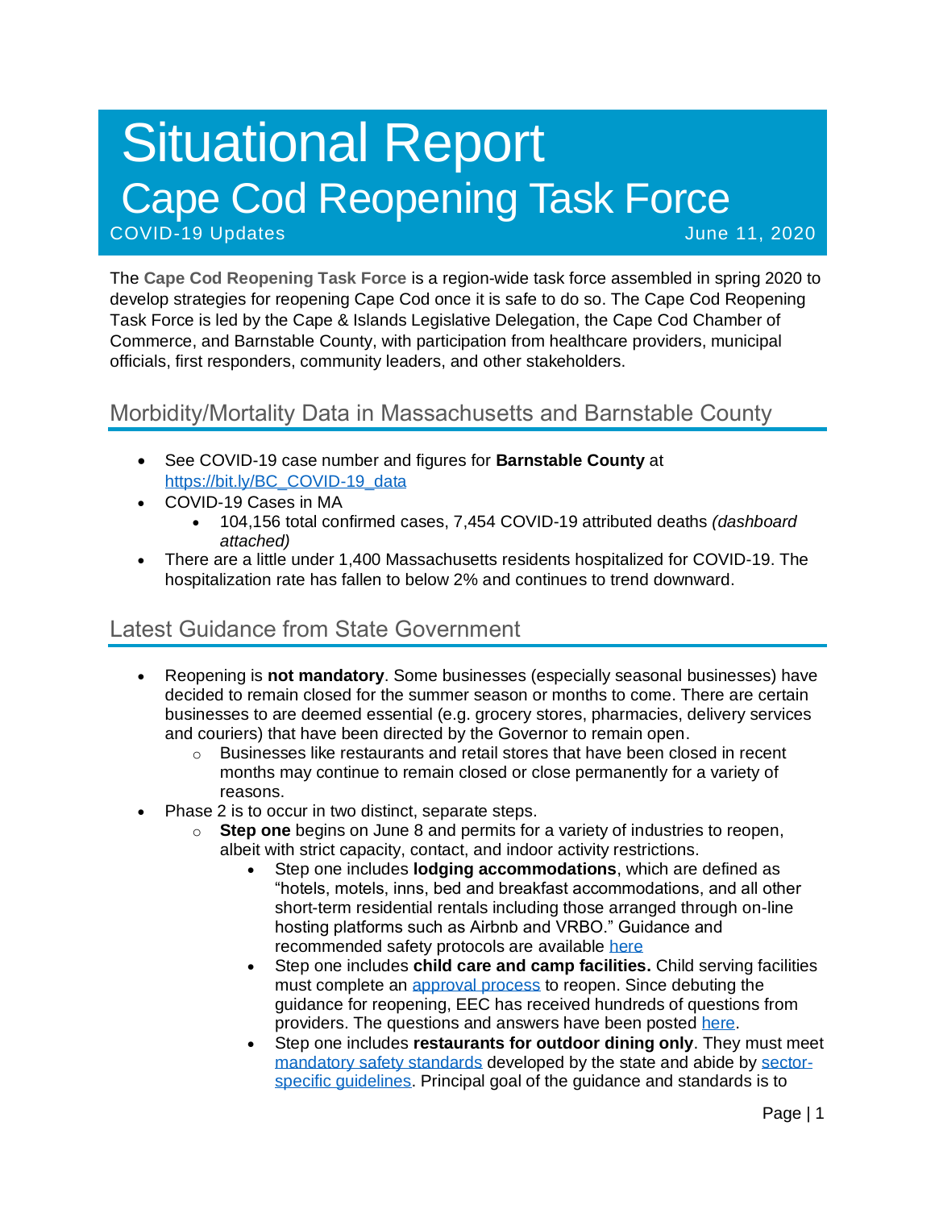# Situational Report

# Cape Cod Reopening Task Force

COVID-19 Updates June 11, 2020

The **Cape Cod Reopening Task Force** is a region-wide task force assembled in spring 2020 to develop strategies for reopening Cape Cod once it is safe to do so. The Cape Cod Reopening Task Force is led by the Cape & Islands Legislative Delegation, the Cape Cod Chamber of Commerce, and Barnstable County, with participation from healthcare providers, municipal officials, first responders, community leaders, and other stakeholders.

## Morbidity/Mortality Data in Massachusetts and Barnstable County

- See COVID-19 case number and figures for **Barnstable County** at https://bit.ly/BC_COVID-19_data
- COVID-19 Cases in MA
  - 104,156 total confirmed cases, 7,454 COVID-19 attributed deaths *(dashboard attached)*
- There are a little under 1,400 Massachusetts residents hospitalized for COVID-19. The hospitalization rate has fallen to below 2% and continues to trend downward.

## Latest Guidance from State Government

- Reopening is **not mandatory**. Some businesses (especially seasonal businesses) have decided to remain closed for the summer season or months to come. There are certain businesses to are deemed essential (e.g. grocery stores, pharmacies, delivery services and couriers) that have been directed by the Governor to remain open.
  - Businesses like restaurants and retail stores that have been closed in recent months may continue to remain closed or close permanently for a variety of reasons.
- Phase 2 is to occur in two distinct, separate steps.
  - **Step one** begins on June 8 and permits for a variety of industries to reopen, albeit with strict capacity, contact, and indoor activity restrictions.
    - Step one includes **lodging accommodations**, which are defined as "hotels, motels, inns, bed and breakfast accommodations, and all other short-term residential rentals including those arranged through on-line hosting platforms such as Airbnb and VRBO." Guidance and recommended safety protocols are available here
    - Step one includes **child care and camp facilities.** Child serving facilities must complete an approval process to reopen. Since debuting the guidance for reopening, EEC has received hundreds of questions from providers. The questions and answers have been posted here.
    - Step one includes **restaurants for outdoor dining only**. They must meet mandatory safety standards developed by the state and abide by sector-specific guidelines. Principal goal of the guidance and standards is to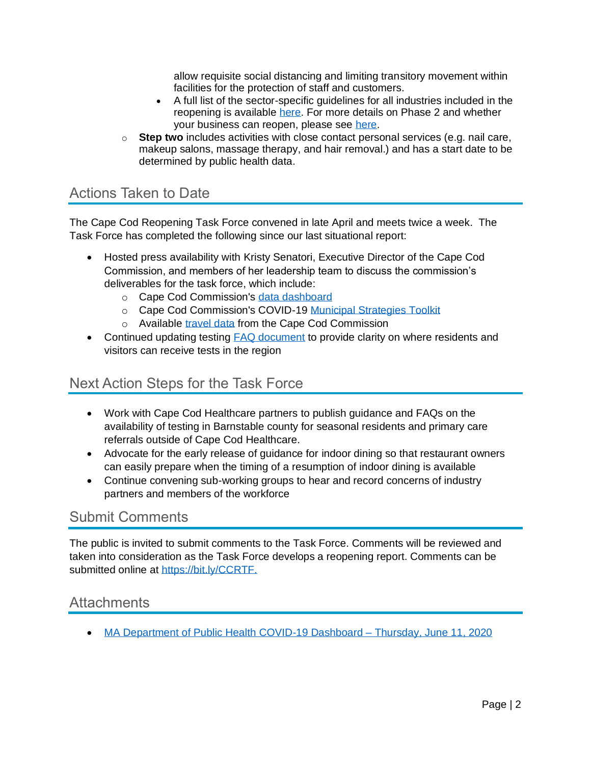allow requisite social distancing and limiting transitory movement within facilities for the protection of staff and customers.
  - A full list of the sector-specific guidelines for all industries included in the reopening is available here. For more details on Phase 2 and whether your business can reopen, please see here.
- **Step two** includes activities with close contact personal services (e.g. nail care, makeup salons, massage therapy, and hair removal.) and has a start date to be determined by public health data.

## Actions Taken to Date

The Cape Cod Reopening Task Force convened in late April and meets twice a week. The Task Force has completed the following since our last situational report:

- Hosted press availability with Kristy Senatori, Executive Director of the Cape Cod Commission, and members of her leadership team to discuss the commission's deliverables for the task force, which include:
  - Cape Cod Commission's data dashboard
  - Cape Cod Commission's COVID-19 Municipal Strategies Toolkit
  - Available travel data from the Cape Cod Commission
- Continued updating testing FAQ document to provide clarity on where residents and visitors can receive tests in the region

## Next Action Steps for the Task Force

- Work with Cape Cod Healthcare partners to publish guidance and FAQs on the availability of testing in Barnstable county for seasonal residents and primary care referrals outside of Cape Cod Healthcare.
- Advocate for the early release of guidance for indoor dining so that restaurant owners can easily prepare when the timing of a resumption of indoor dining is available
- Continue convening sub-working groups to hear and record concerns of industry partners and members of the workforce

## Submit Comments

The public is invited to submit comments to the Task Force. Comments will be reviewed and taken into consideration as the Task Force develops a reopening report. Comments can be submitted online at https://bit.ly/CCRTF.

## Attachments

- MA Department of Public Health COVID-19 Dashboard – Thursday, June 11, 2020